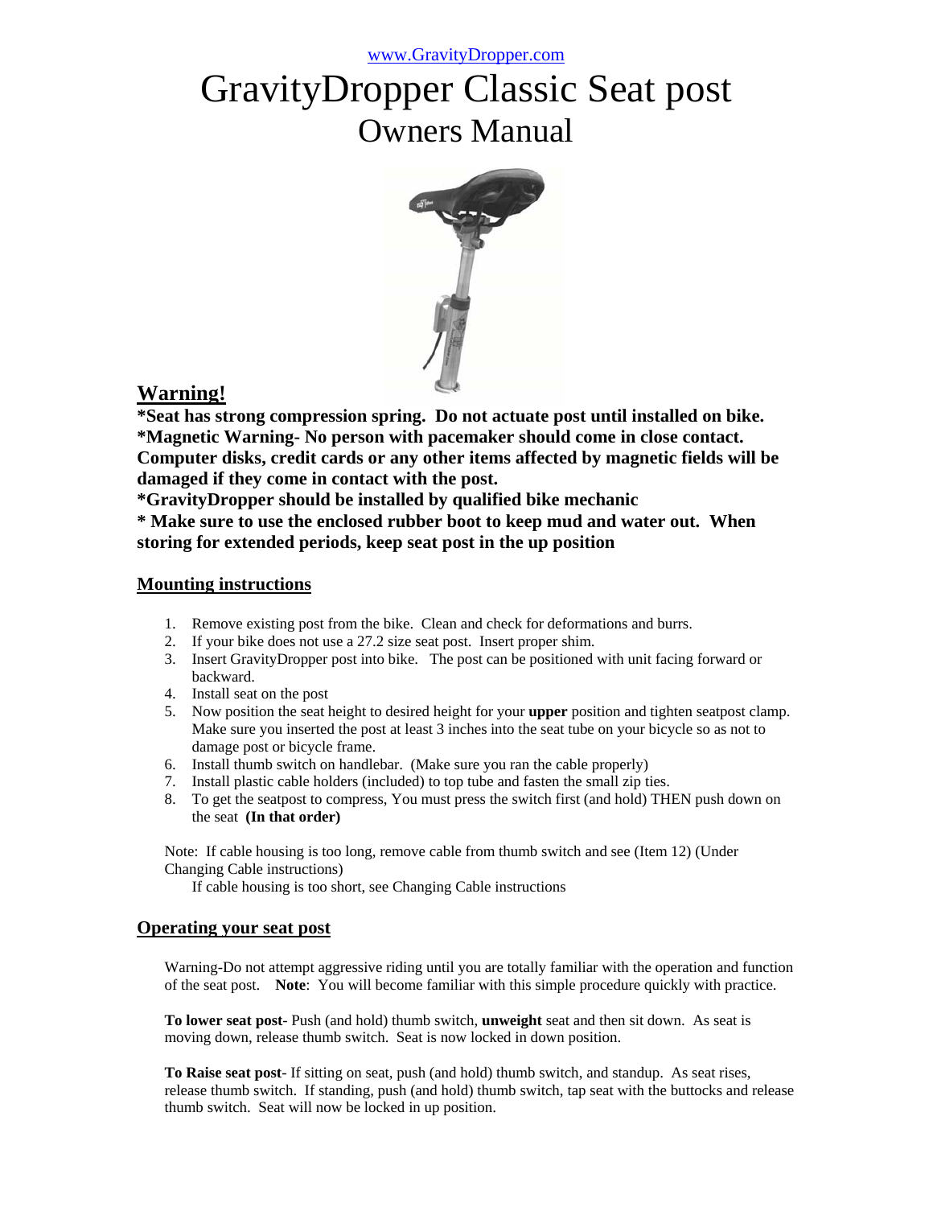www.GravityDropper.com

# GravityDropper Classic Seat post

## Owners Manual

## Warning!

**\*Seat has strong compression spring. Do not actuate post until installed on bike.**
**\*Magnetic Warning- No person with pacemaker should come in close contact. Computer disks, credit cards or any other items affected by magnetic fields will be damaged if they come in contact with the post.**
**\*GravityDropper should be installed by qualified bike mechanic**
**\* Make sure to use the enclosed rubber boot to keep mud and water out. When storing for extended periods, keep seat post in the up position**

## Mounting instructions

1. Remove existing post from the bike. Clean and check for deformations and burrs.
2. If your bike does not use a 27.2 size seat post. Insert proper shim.
3. Insert GravityDropper post into bike. The post can be positioned with unit facing forward or backward.
4. Install seat on the post
5. Now position the seat height to desired height for your **upper** position and tighten seatpost clamp. Make sure you inserted the post at least 3 inches into the seat tube on your bicycle so as not to damage post or bicycle frame.
6. Install thumb switch on handlebar. (Make sure you ran the cable properly)
7. Install plastic cable holders (included) to top tube and fasten the small zip ties.
8. To get the seatpost to compress, You must press the switch first (and hold) THEN push down on the seat **(In that order)**

Note: If cable housing is too long, remove cable from thumb switch and see (Item 12) (Under Changing Cable instructions)
If cable housing is too short, see Changing Cable instructions

## Operating your seat post

Warning-Do not attempt aggressive riding until you are totally familiar with the operation and function of the seat post. **Note**: You will become familiar with this simple procedure quickly with practice.

**To lower seat post**- Push (and hold) thumb switch, **unweight** seat and then sit down. As seat is moving down, release thumb switch. Seat is now locked in down position.

**To Raise seat post**- If sitting on seat, push (and hold) thumb switch, and standup. As seat rises, release thumb switch. If standing, push (and hold) thumb switch, tap seat with the buttocks and release thumb switch. Seat will now be locked in up position.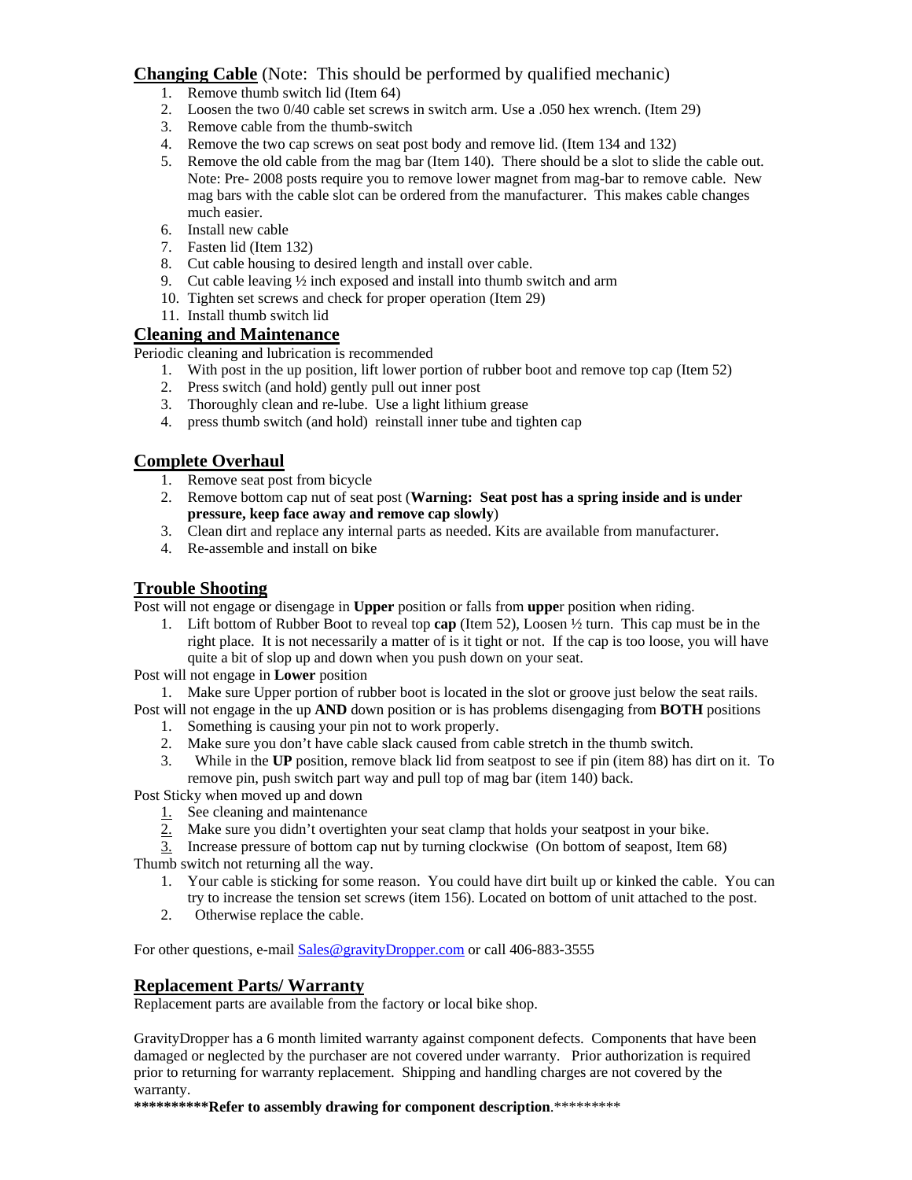## Changing Cable (Note: This should be performed by qualified mechanic)

1. Remove thumb switch lid (Item 64)
2. Loosen the two 0/40 cable set screws in switch arm. Use a .050 hex wrench. (Item 29)
3. Remove cable from the thumb-switch
4. Remove the two cap screws on seat post body and remove lid. (Item 134 and 132)
5. Remove the old cable from the mag bar (Item 140). There should be a slot to slide the cable out. Note: Pre- 2008 posts require you to remove lower magnet from mag-bar to remove cable. New mag bars with the cable slot can be ordered from the manufacturer. This makes cable changes much easier.
6. Install new cable
7. Fasten lid (Item 132)
8. Cut cable housing to desired length and install over cable.
9. Cut cable leaving ½ inch exposed and install into thumb switch and arm
10. Tighten set screws and check for proper operation (Item 29)
11. Install thumb switch lid

## Cleaning and Maintenance

Periodic cleaning and lubrication is recommended

1. With post in the up position, lift lower portion of rubber boot and remove top cap (Item 52)
2. Press switch (and hold) gently pull out inner post
3. Thoroughly clean and re-lube. Use a light lithium grease
4. press thumb switch (and hold) reinstall inner tube and tighten cap

## Complete Overhaul

1. Remove seat post from bicycle
2. Remove bottom cap nut of seat post (**Warning: Seat post has a spring inside and is under pressure, keep face away and remove cap slowly**)
3. Clean dirt and replace any internal parts as needed. Kits are available from manufacturer.
4. Re-assemble and install on bike

## Trouble Shooting

Post will not engage or disengage in **Upper** position or falls from **uppe**r position when riding.

1. Lift bottom of Rubber Boot to reveal top **cap** (Item 52), Loosen ½ turn. This cap must be in the right place. It is not necessarily a matter of is it tight or not. If the cap is too loose, you will have quite a bit of slop up and down when you push down on your seat.

Post will not engage in **Lower** position

1. Make sure Upper portion of rubber boot is located in the slot or groove just below the seat rails.

Post will not engage in the up **AND** down position or is has problems disengaging from **BOTH** positions

1. Something is causing your pin not to work properly.
2. Make sure you don't have cable slack caused from cable stretch in the thumb switch.
3. While in the **UP** position, remove black lid from seatpost to see if pin (item 88) has dirt on it. To remove pin, push switch part way and pull top of mag bar (item 140) back.

Post Sticky when moved up and down

1. See cleaning and maintenance
2. Make sure you didn't overtighten your seat clamp that holds your seatpost in your bike.
3. Increase pressure of bottom cap nut by turning clockwise (On bottom of seapost, Item 68)

Thumb switch not returning all the way.

1. Your cable is sticking for some reason. You could have dirt built up or kinked the cable. You can try to increase the tension set screws (item 156). Located on bottom of unit attached to the post.
2. Otherwise replace the cable.

For other questions, e-mail Sales@gravityDropper.com or call 406-883-3555

## Replacement Parts/ Warranty

Replacement parts are available from the factory or local bike shop.

GravityDropper has a 6 month limited warranty against component defects. Components that have been damaged or neglected by the purchaser are not covered under warranty. Prior authorization is required prior to returning for warranty replacement. Shipping and handling charges are not covered by the warranty.

**\*\*\*\*\*\*\*\*\*\*Refer to assembly drawing for component description**.\*\*\*\*\*\*\*\*\*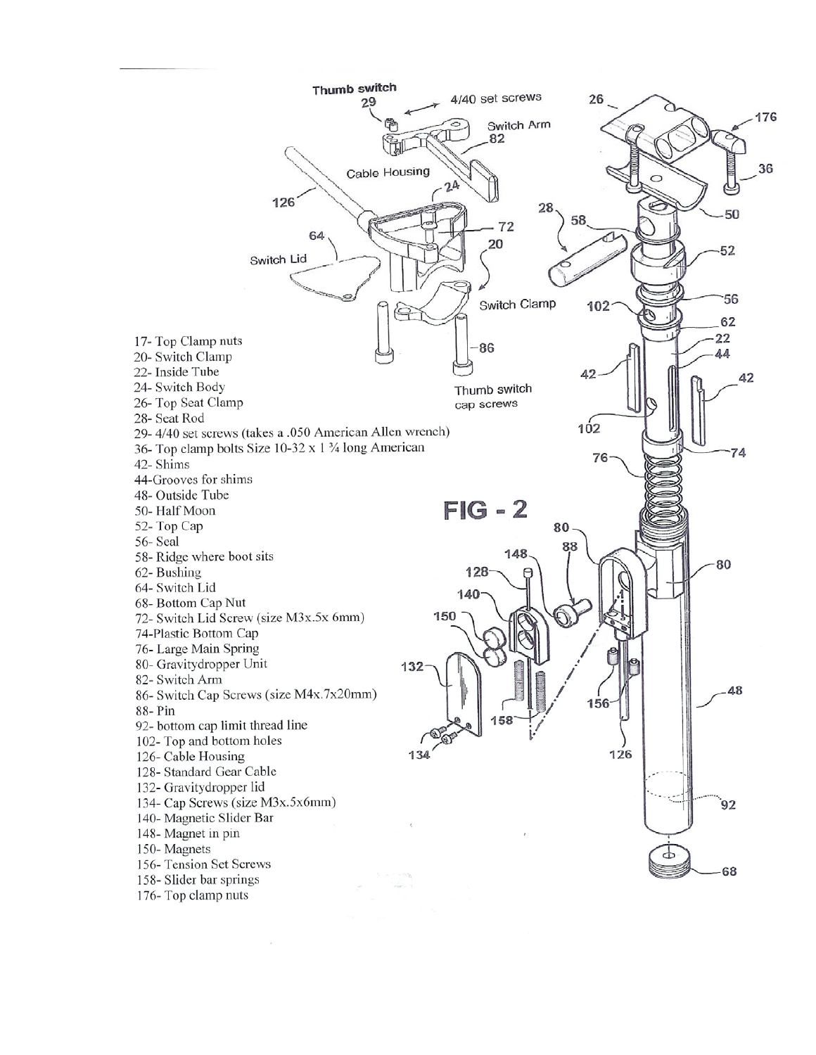FIG - 2

17- Top Clamp nuts
20- Switch Clamp
22- Inside Tube
24- Switch Body
26- Top Seat Clamp
28- Seat Rod
29- 4/40 set screws (takes a .050 American Allen wrench)
36- Top clamp bolts Size 10-32 x 1 ¾ long American
42- Shims
44-Grooves for shims
48- Outside Tube
50- Half Moon
52- Top Cap
56- Seal
58- Ridge where boot sits
62- Bushing
64- Switch Lid
68- Bottom Cap Nut
72- Switch Lid Screw (size M3x.5x 6mm)
74-Plastic Bottom Cap
76- Large Main Spring
80- Gravitydropper Unit
82- Switch Arm
86- Switch Cap Screws (size M4x.7x20mm)
88- Pin
92- bottom cap limit thread line
102- Top and bottom holes
126- Cable Housing
128- Standard Gear Cable
132- Gravitydropper lid
134- Cap Screws (size M3x.5x6mm)
140- Magnetic Slider Bar
148- Magnet in pin
150- Magnets
156- Tension Set Screws
158- Slider bar springs
176- Top clamp nuts